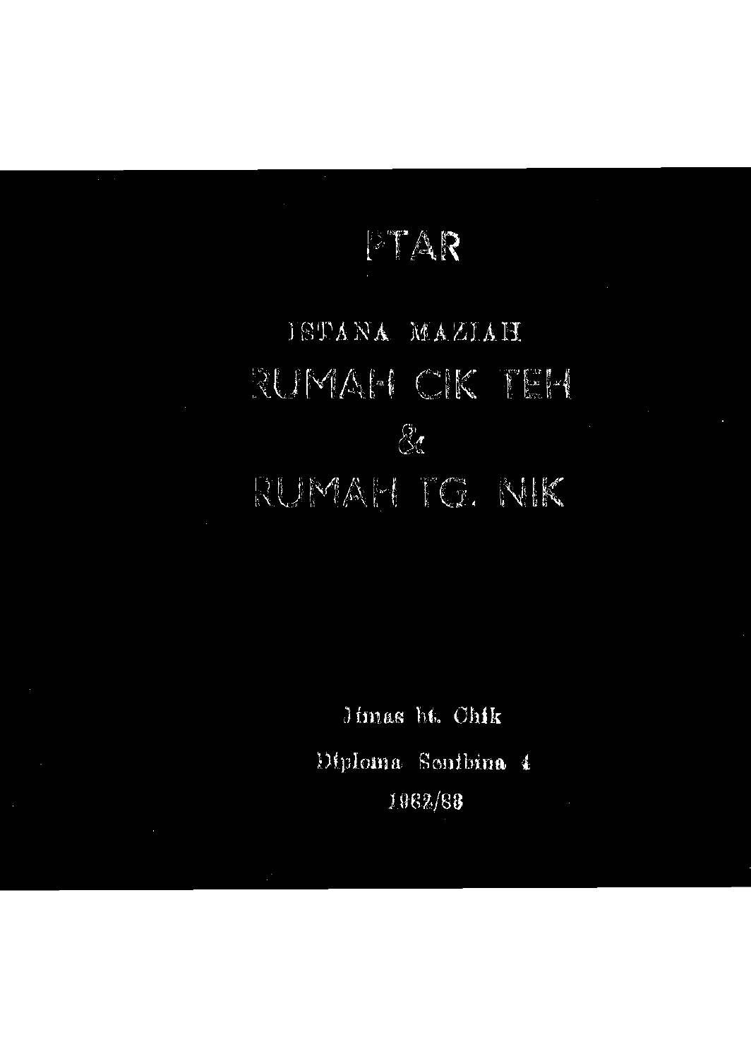# PTAR

## ISTANA MAZIAH

## RUMAH CIK TEH

## &

## RUMAH TG. NIK

Jimas bt. Chik

Diploma Senibina 4

1982/83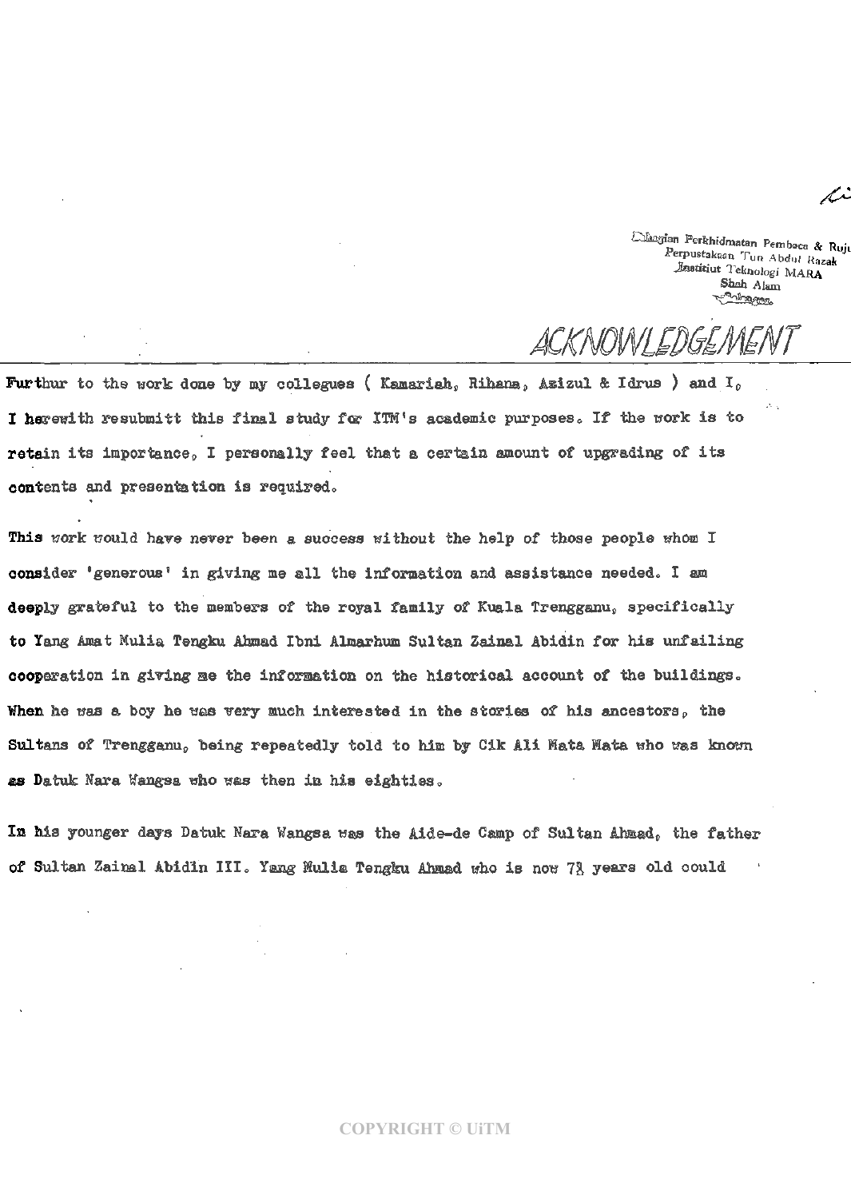Bahagian Perkhidmatan Pembaca & Rujukan
Perpustakaan Tun Abdul Razak
Institut Teknologi MARA
Shah Alam
Selangor

## ACKNOWLEDGEMENT

Furthur to the work done by my collegues ( Kamariah, Rihana, Azizul & Idrus ) and I, I herewith resubmitt this final study for ITM's academic purposes. If the work is to retain its importance, I personally feel that a certain amount of upgrading of its contents and presentation is required.

This work would have never been a success without the help of those people whom I consider 'generous' in giving me all the information and assistance needed. I am deeply grateful to the members of the royal family of Kuala Trengganu, specifically to Yang Amat Mulia Tengku Ahmad Ibni Almarhum Sultan Zainal Abidin for his unfailing cooperation in giving me the information on the historical account of the buildings. When he was a boy he was very much interested in the stories of his ancestors, the Sultans of Trengganu, being repeatedly told to him by Cik Ali Mata Mata who was known as Datuk Nara Wangsa who was then in his eighties.

In his younger days Datuk Nara Wangsa was the Aide-de Camp of Sultan Ahmad, the father of Sultan Zainal Abidin III. Yang Mulia Tengku Ahmad who is now 78 years old could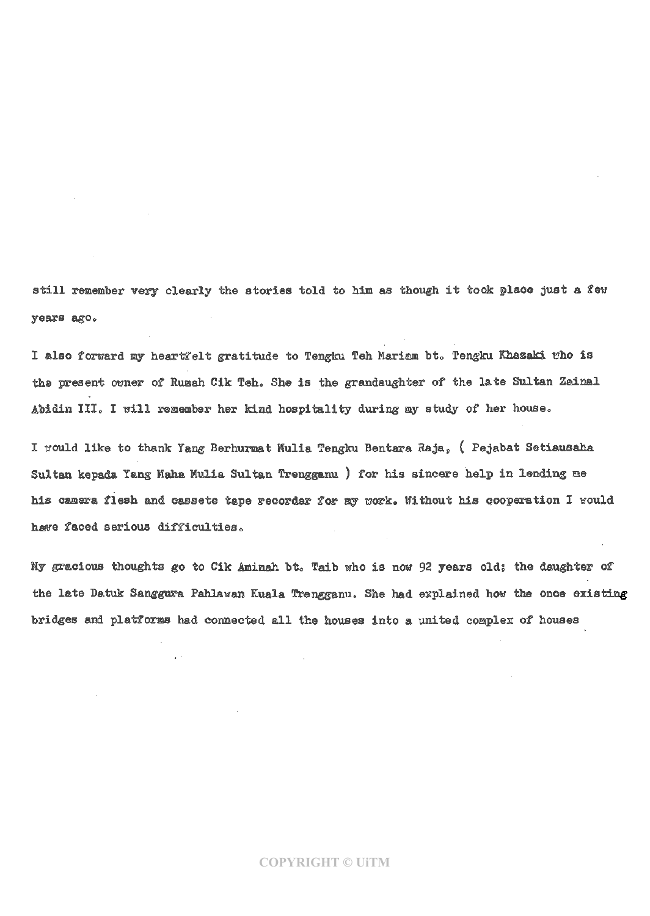still remember very clearly the stories told to him as though it took place just a few years ago.

I also forward my heartfelt gratitude to Tengku Teh Mariam bt. Tengku Khazaki who is the present owner of Rumah Cik Teh. She is the grandaughter of the late Sultan Zainal Abidin III. I will remember her kind hospitality during my study of her house.

I would like to thank Yang Berhurmat Mulia Tengku Bentara Raja, ( Pejabat Setiausaha Sultan kepada Yang Maha Mulia Sultan Trengganu ) for his sincere help in lending me his camera flesh and cassete tape recorder for my work. Without his cooperation I would have faced serious difficulties.

My gracious thoughts go to Cik Aminah bt. Taib who is now 92 years old; the daughter of the late Datuk Sanggura Pahlawan Kuala Trengganu. She had explained how the once existing bridges and platforms had connected all the houses into a united complex of houses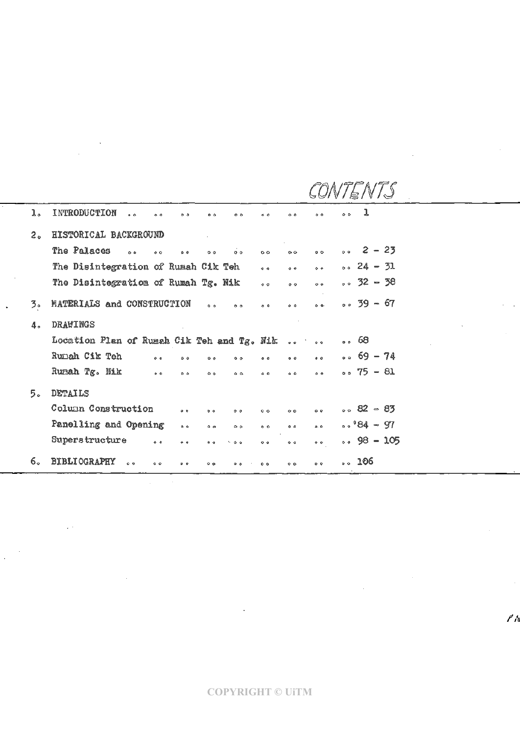# CONTENTS

1. INTRODUCTION .. .. .. .. .. .. .. .. .. 1

2. HISTORICAL BACKGROUND
   - The Palaces .. .. .. .. .. .. .. .. .. 2 – 23
   - The Disintegration of Rumah Cik Teh .. .. .. .. 24 – 31
   - The Disintegration of Rumah Tg. Nik .. .. .. .. 32 – 38

3. MATERIALS and CONSTRUCTION .. .. .. .. .. .. 39 – 67

4. DRAWINGS
   - Location Plan of Rumah Cik Teh and Tg. Nik .. .. .. 68
   - Rumah Cik Teh .. .. .. .. .. .. .. .. 69 – 74
   - Rumah Tg. Nik .. .. .. .. .. .. .. .. 75 – 81

5. DETAILS
   - Column Construction .. .. .. .. .. .. .. 82 – 83
   - Panelling and Opening .. .. .. .. .. .. .. 84 – 97
   - Superstructure .. .. .. .. .. .. .. .. 98 – 105

6. BIBLIOGRAPHY .. .. .. .. .. .. .. .. .. 106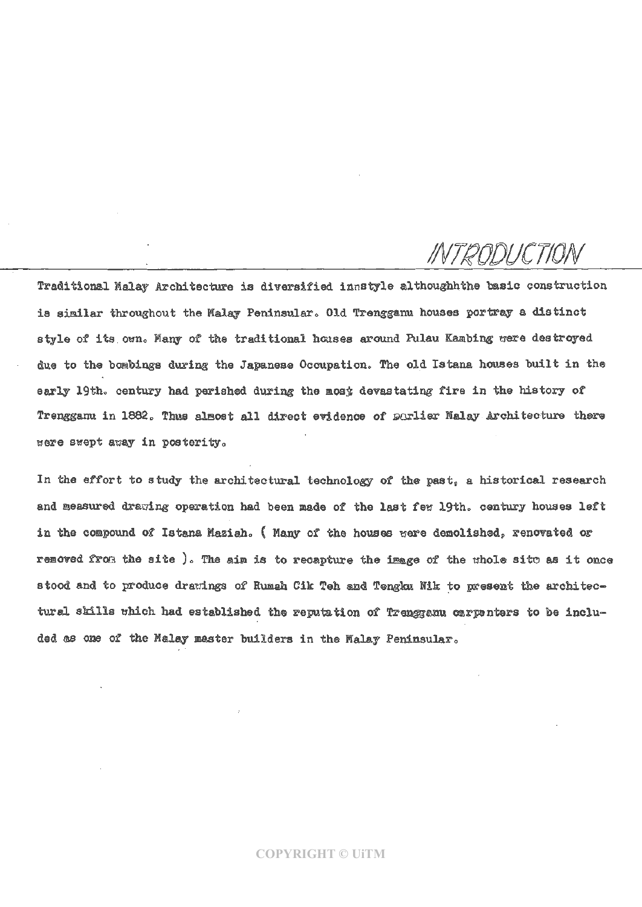# INTRODUCTION

Traditional Malay Architecture is diversified innstyle althoughhthe basic construction is similar throughout the Malay Peninsular. Old Trengganu houses portray a distinct style of its own. Many of the traditional houses around Pulau Kambing were destroyed due to the bombings during the Japanese Occupation. The old Istana houses built in the early 19th. century had perished during the most devastating fire in the history of Trengganu in 1882. Thus almost all direct evidence of earlier Malay Architecture there were swept away in posterity.

In the effort to study the architectural technology of the past, a historical research and measured drawing operation had been made of the last few 19th. century houses left in the compound of Istana Maziah. ( Many of the houses were demolished, renovated or removed from the site ). The aim is to recapture the image of the whole site as it once stood and to produce drawings of Rumah Cik Teh and Tengku Nik to present the architectural skills which had established the reputation of Trengganu carpenters to be included as one of the Malay master builders in the Malay Peninsular.